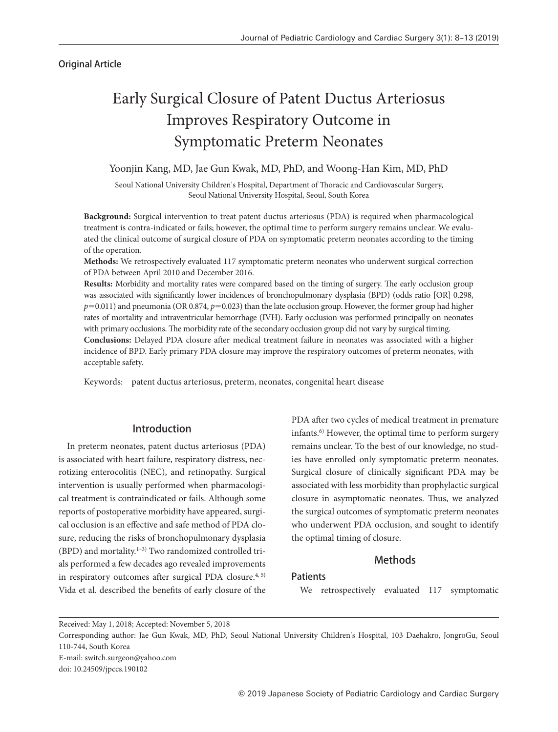Original Article

# Early Surgical Closure of Patent Ductus Arteriosus Improves Respiratory Outcome in Symptomatic Preterm Neonates

Yoonjin Kang, MD, Jae Gun Kwak, MD, PhD, and Woong-Han Kim, MD, PhD

Seoul National University Children's Hospital, Department of Thoracic and Cardiovascular Surgery, Seoul National University Hospital, Seoul, South Korea

**Background:** Surgical intervention to treat patent ductus arteriosus (PDA) is required when pharmacological treatment is contra-indicated or fails; however, the optimal time to perform surgery remains unclear. We evaluated the clinical outcome of surgical closure of PDA on symptomatic preterm neonates according to the timing of the operation.

**Methods:** We retrospectively evaluated 117 symptomatic preterm neonates who underwent surgical correction of PDA between April 2010 and December 2016.

**Results:** Morbidity and mortality rates were compared based on the timing of surgery. The early occlusion group was associated with significantly lower incidences of bronchopulmonary dysplasia (BPD) (odds ratio [OR] 0.298, $p=0.011$) and pneumonia (OR 0.874, $p=0.023$) than the late occlusion group. However, the former group had higher rates of mortality and intraventricular hemorrhage (IVH). Early occlusion was performed principally on neonates with primary occlusions. The morbidity rate of the secondary occlusion group did not vary by surgical timing.

**Conclusions:** Delayed PDA closure after medical treatment failure in neonates was associated with a higher incidence of BPD. Early primary PDA closure may improve the respiratory outcomes of preterm neonates, with acceptable safety.

Keywords: patent ductus arteriosus, preterm, neonates, congenital heart disease

## Introduction

In preterm neonates, patent ductus arteriosus (PDA) is associated with heart failure, respiratory distress, necrotizing enterocolitis (NEC), and retinopathy. Surgical intervention is usually performed when pharmacological treatment is contraindicated or fails. Although some reports of postoperative morbidity have appeared, surgical occlusion is an effective and safe method of PDA closure, reducing the risks of bronchopulmonary dysplasia (BPD) and mortality.[1–3] Two randomized controlled trials performed a few decades ago revealed improvements in respiratory outcomes after surgical PDA closure.[4, 5] Vida et al. described the benefits of early closure of the PDA after two cycles of medical treatment in premature infants.[6] However, the optimal time to perform surgery remains unclear. To the best of our knowledge, no studies have enrolled only symptomatic preterm neonates. Surgical closure of clinically significant PDA may be associated with less morbidity than prophylactic surgical closure in asymptomatic neonates. Thus, we analyzed the surgical outcomes of symptomatic preterm neonates who underwent PDA occlusion, and sought to identify the optimal timing of closure.

## Methods

### Patients

We retrospectively evaluated 117 symptomatic

Received: May 1, 2018; Accepted: November 5, 2018

Corresponding author: Jae Gun Kwak, MD, PhD, Seoul National University Children's Hospital, 103 Daehakro, JongroGu, Seoul 110-744, South Korea

E-mail: switch.surgeon@yahoo.com

doi: 10.24509/jpccs.190102

© 2019 Japanese Society of Pediatric Cardiology and Cardiac Surgery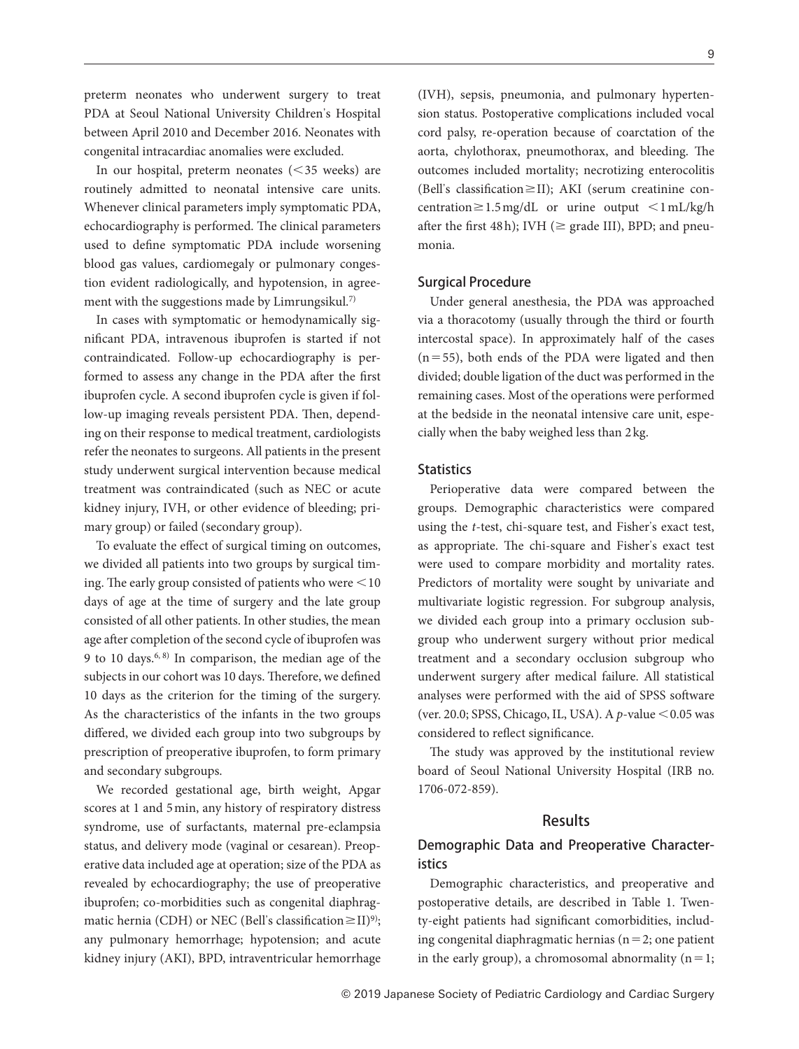preterm neonates who underwent surgery to treat PDA at Seoul National University Children's Hospital between April 2010 and December 2016. Neonates with congenital intracardiac anomalies were excluded.

In our hospital, preterm neonates (<35 weeks) are routinely admitted to neonatal intensive care units. Whenever clinical parameters imply symptomatic PDA, echocardiography is performed. The clinical parameters used to define symptomatic PDA include worsening blood gas values, cardiomegaly or pulmonary congestion evident radiologically, and hypotension, in agreement with the suggestions made by Limrungsikul.[7]

In cases with symptomatic or hemodynamically significant PDA, intravenous ibuprofen is started if not contraindicated. Follow-up echocardiography is performed to assess any change in the PDA after the first ibuprofen cycle. A second ibuprofen cycle is given if follow-up imaging reveals persistent PDA. Then, depending on their response to medical treatment, cardiologists refer the neonates to surgeons. All patients in the present study underwent surgical intervention because medical treatment was contraindicated (such as NEC or acute kidney injury, IVH, or other evidence of bleeding; primary group) or failed (secondary group).

To evaluate the effect of surgical timing on outcomes, we divided all patients into two groups by surgical timing. The early group consisted of patients who were <10 days of age at the time of surgery and the late group consisted of all other patients. In other studies, the mean age after completion of the second cycle of ibuprofen was 9 to 10 days.[6, 8] In comparison, the median age of the subjects in our cohort was 10 days. Therefore, we defined 10 days as the criterion for the timing of the surgery. As the characteristics of the infants in the two groups differed, we divided each group into two subgroups by prescription of preoperative ibuprofen, to form primary and secondary subgroups.

We recorded gestational age, birth weight, Apgar scores at 1 and 5 min, any history of respiratory distress syndrome, use of surfactants, maternal pre-eclampsia status, and delivery mode (vaginal or cesarean). Preoperative data included age at operation; size of the PDA as revealed by echocardiography; the use of preoperative ibuprofen; co-morbidities such as congenital diaphragmatic hernia (CDH) or NEC (Bell's classification≧II)[9]; any pulmonary hemorrhage; hypotension; and acute kidney injury (AKI), BPD, intraventricular hemorrhage (IVH), sepsis, pneumonia, and pulmonary hypertension status. Postoperative complications included vocal cord palsy, re-operation because of coarctation of the aorta, chylothorax, pneumothorax, and bleeding. The outcomes included mortality; necrotizing enterocolitis (Bell's classification≧II); AKI (serum creatinine concentration≧1.5 mg/dL or urine output <1 mL/kg/h after the first 48 h); IVH (≧ grade III), BPD; and pneumonia.

### Surgical Procedure

Under general anesthesia, the PDA was approached via a thoracotomy (usually through the third or fourth intercostal space). In approximately half of the cases (n=55), both ends of the PDA were ligated and then divided; double ligation of the duct was performed in the remaining cases. Most of the operations were performed at the bedside in the neonatal intensive care unit, especially when the baby weighed less than 2 kg.

### Statistics

Perioperative data were compared between the groups. Demographic characteristics were compared using the *t*-test, chi-square test, and Fisher's exact test, as appropriate. The chi-square and Fisher's exact test were used to compare morbidity and mortality rates. Predictors of mortality were sought by univariate and multivariate logistic regression. For subgroup analysis, we divided each group into a primary occlusion subgroup who underwent surgery without prior medical treatment and a secondary occlusion subgroup who underwent surgery after medical failure. All statistical analyses were performed with the aid of SPSS software (ver. 20.0; SPSS, Chicago, IL, USA). A *p*-value <0.05 was considered to reflect significance.

The study was approved by the institutional review board of Seoul National University Hospital (IRB no. 1706-072-859).

## Results

### Demographic Data and Preoperative Characteristics

Demographic characteristics, and preoperative and postoperative details, are described in Table 1. Twenty-eight patients had significant comorbidities, including congenital diaphragmatic hernias (n=2; one patient in the early group), a chromosomal abnormality (n=1;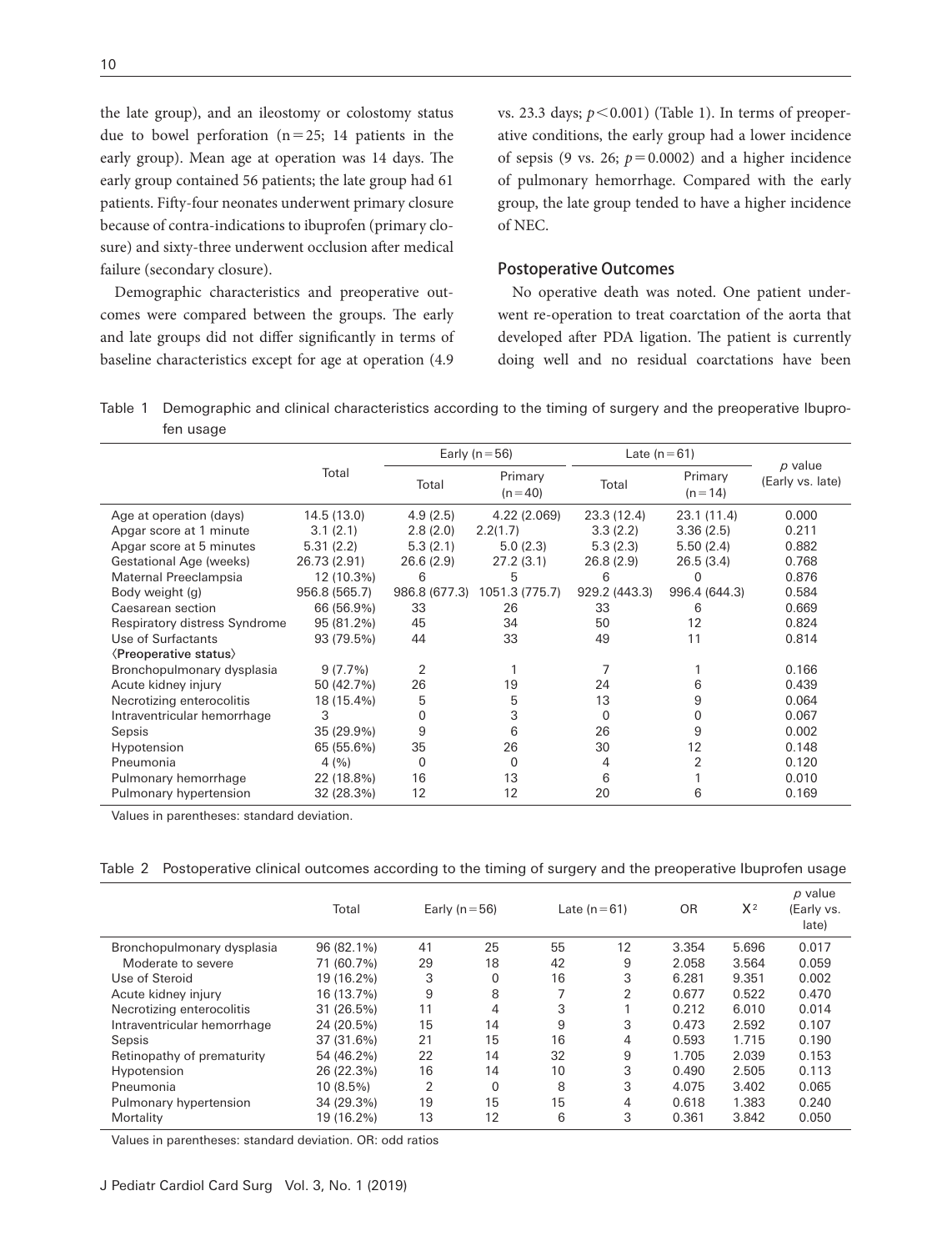the late group), and an ileostomy or colostomy status due to bowel perforation (n = 25; 14 patients in the early group). Mean age at operation was 14 days. The early group contained 56 patients; the late group had 61 patients. Fifty-four neonates underwent primary closure because of contra-indications to ibuprofen (primary closure) and sixty-three underwent occlusion after medical failure (secondary closure).

Demographic characteristics and preoperative outcomes were compared between the groups. The early and late groups did not differ significantly in terms of baseline characteristics except for age at operation (4.9 vs. 23.3 days; $p<0.001$) (Table 1). In terms of preoperative conditions, the early group had a lower incidence of sepsis (9 vs. 26; $p=0.0002$) and a higher incidence of pulmonary hemorrhage. Compared with the early group, the late group tended to have a higher incidence of NEC.

### Postoperative Outcomes

No operative death was noted. One patient underwent re-operation to treat coarctation of the aorta that developed after PDA ligation. The patient is currently doing well and no residual coarctations have been

Table 1 Demographic and clinical characteristics according to the timing of surgery and the preoperative Ibuprofen usage

| | Total | Early (n = 56) | | Late (n = 61) | | *p* value (Early vs. late) |
|---|---|---|---|---|---|---|
| | | Total | Primary (n = 40) | Total | Primary (n = 14) | |
| Age at operation (days) | 14.5 (13.0) | 4.9 (2.5) | 4.22 (2.069) | 23.3 (12.4) | 23.1 (11.4) | 0.000 |
| Apgar score at 1 minute | 3.1 (2.1) | 2.8 (2.0) | 2.2(1.7) | 3.3 (2.2) | 3.36 (2.5) | 0.211 |
| Apgar score at 5 minutes | 5.31 (2.2) | 5.3 (2.1) | 5.0 (2.3) | 5.3 (2.3) | 5.50 (2.4) | 0.882 |
| Gestational Age (weeks) | 26.73 (2.91) | 26.6 (2.9) | 27.2 (3.1) | 26.8 (2.9) | 26.5 (3.4) | 0.768 |
| Maternal Preeclampsia | 12 (10.3%) | 6 | 5 | 6 | 0 | 0.876 |
| Body weight (g) | 956.8 (565.7) | 986.8 (677.3) | 1051.3 (775.7) | 929.2 (443.3) | 996.4 (644.3) | 0.584 |
| Caesarean section | 66 (56.9%) | 33 | 26 | 33 | 6 | 0.669 |
| Respiratory distress Syndrome | 95 (81.2%) | 45 | 34 | 50 | 12 | 0.824 |
| Use of Surfactants | 93 (79.5%) | 44 | 33 | 49 | 11 | 0.814 |
| 〈Preoperative status〉 | | | | | | |
| Bronchopulmonary dysplasia | 9 (7.7%) | 2 | 1 | 7 | 1 | 0.166 |
| Acute kidney injury | 50 (42.7%) | 26 | 19 | 24 | 6 | 0.439 |
| Necrotizing enterocolitis | 18 (15.4%) | 5 | 5 | 13 | 9 | 0.064 |
| Intraventricular hemorrhage | 3 | 0 | 3 | 0 | 0 | 0.067 |
| Sepsis | 35 (29.9%) | 9 | 6 | 26 | 9 | 0.002 |
| Hypotension | 65 (55.6%) | 35 | 26 | 30 | 12 | 0.148 |
| Pneumonia | 4 (%) | 0 | 0 | 4 | 2 | 0.120 |
| Pulmonary hemorrhage | 22 (18.8%) | 16 | 13 | 6 | 1 | 0.010 |
| Pulmonary hypertension | 32 (28.3%) | 12 | 12 | 20 | 6 | 0.169 |

Values in parentheses: standard deviation.

Table 2 Postoperative clinical outcomes according to the timing of surgery and the preoperative Ibuprofen usage

| | Total | Early (n = 56) | | Late (n = 61) | | OR | $X^2$ | *p* value (Early vs. late) |
|---|---|---|---|---|---|---|---|---|
| Bronchopulmonary dysplasia | 96 (82.1%) | 41 | 25 | 55 | 12 | 3.354 | 5.696 | 0.017 |
| Moderate to severe | 71 (60.7%) | 29 | 18 | 42 | 9 | 2.058 | 3.564 | 0.059 |
| Use of Steroid | 19 (16.2%) | 3 | 0 | 16 | 3 | 6.281 | 9.351 | 0.002 |
| Acute kidney injury | 16 (13.7%) | 9 | 8 | 7 | 2 | 0.677 | 0.522 | 0.470 |
| Necrotizing enterocolitis | 31 (26.5%) | 11 | 4 | 3 | 1 | 0.212 | 6.010 | 0.014 |
| Intraventricular hemorrhage | 24 (20.5%) | 15 | 14 | 9 | 3 | 0.473 | 2.592 | 0.107 |
| Sepsis | 37 (31.6%) | 21 | 15 | 16 | 4 | 0.593 | 1.715 | 0.190 |
| Retinopathy of prematurity | 54 (46.2%) | 22 | 14 | 32 | 9 | 1.705 | 2.039 | 0.153 |
| Hypotension | 26 (22.3%) | 16 | 14 | 10 | 3 | 0.490 | 2.505 | 0.113 |
| Pneumonia | 10 (8.5%) | 2 | 0 | 8 | 3 | 4.075 | 3.402 | 0.065 |
| Pulmonary hypertension | 34 (29.3%) | 19 | 15 | 15 | 4 | 0.618 | 1.383 | 0.240 |
| Mortality | 19 (16.2%) | 13 | 12 | 6 | 3 | 0.361 | 3.842 | 0.050 |

Values in parentheses: standard deviation. OR: odd ratios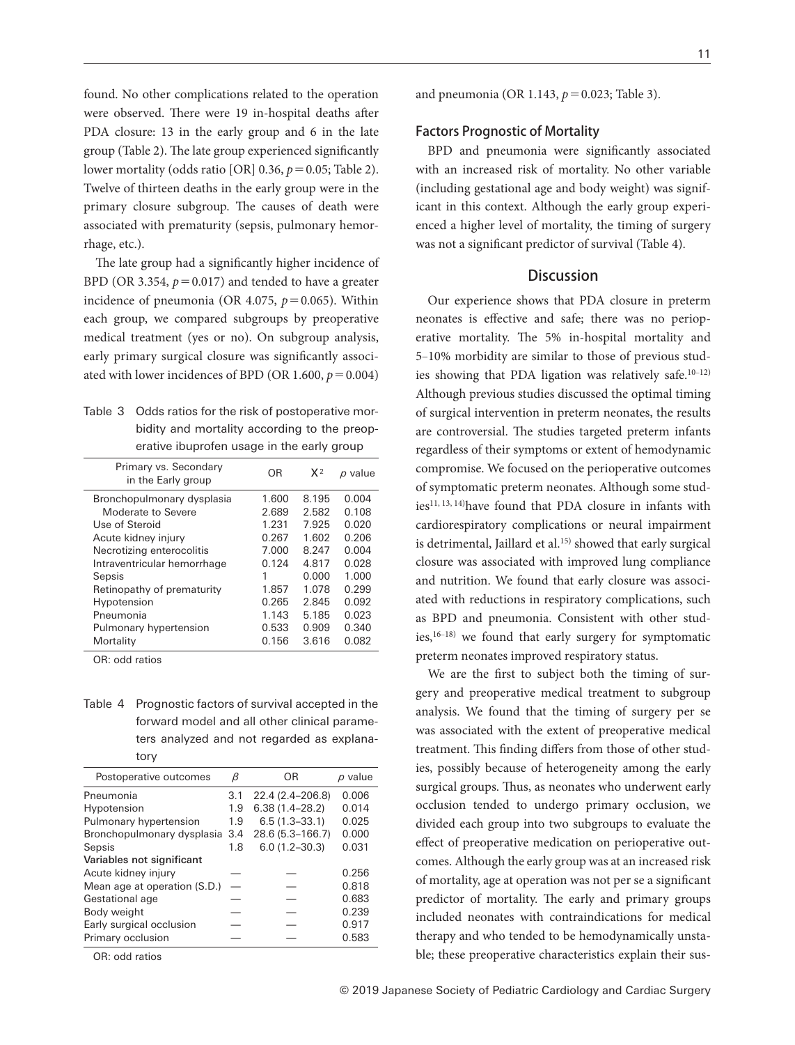found. No other complications related to the operation were observed. There were 19 in-hospital deaths after PDA closure: 13 in the early group and 6 in the late group (Table 2). The late group experienced significantly lower mortality (odds ratio [OR] 0.36, $p=0.05$; Table 2). Twelve of thirteen deaths in the early group were in the primary closure subgroup. The causes of death were associated with prematurity (sepsis, pulmonary hemorrhage, etc.).

The late group had a significantly higher incidence of BPD (OR 3.354, $p=0.017$) and tended to have a greater incidence of pneumonia (OR 4.075, $p=0.065$). Within each group, we compared subgroups by preoperative medical treatment (yes or no). On subgroup analysis, early primary surgical closure was significantly associated with lower incidences of BPD (OR 1.600, $p=0.004$) and pneumonia (OR 1.143, $p=0.023$; Table 3).

Table 3 Odds ratios for the risk of postoperative morbidity and mortality according to the preoperative ibuprofen usage in the early group

| Primary vs. Secondary in the Early group | OR | $X^2$ | $p$ value |
|---|---|---|---|
| Bronchopulmonary dysplasia | 1.600 | 8.195 | 0.004 |
| Moderate to Severe | 2.689 | 2.582 | 0.108 |
| Use of Steroid | 1.231 | 7.925 | 0.020 |
| Acute kidney injury | 0.267 | 1.602 | 0.206 |
| Necrotizing enterocolitis | 7.000 | 8.247 | 0.004 |
| Intraventricular hemorrhage | 0.124 | 4.817 | 0.028 |
| Sepsis | 1 | 0.000 | 1.000 |
| Retinopathy of prematurity | 1.857 | 1.078 | 0.299 |
| Hypotension | 0.265 | 2.845 | 0.092 |
| Pneumonia | 1.143 | 5.185 | 0.023 |
| Pulmonary hypertension | 0.533 | 0.909 | 0.340 |
| Mortality | 0.156 | 3.616 | 0.082 |

OR: odd ratios

Table 4 Prognostic factors of survival accepted in the forward model and all other clinical parameters analyzed and not regarded as explanatory

| Postoperative outcomes | $\beta$ | OR | $p$ value |
|---|---|---|---|
| Pneumonia | 3.1 | 22.4 (2.4–206.8) | 0.006 |
| Hypotension | 1.9 | 6.38 (1.4–28.2) | 0.014 |
| Pulmonary hypertension | 1.9 | 6.5 (1.3–33.1) | 0.025 |
| Bronchopulmonary dysplasia | 3.4 | 28.6 (5.3–166.7) | 0.000 |
| Sepsis | 1.8 | 6.0 (1.2–30.3) | 0.031 |
| **Variables not significant** | | | |
| Acute kidney injury | — | — | 0.256 |
| Mean age at operation (S.D.) | — | — | 0.818 |
| Gestational age | — | — | 0.683 |
| Body weight | — | — | 0.239 |
| Early surgical occlusion | — | — | 0.917 |
| Primary occlusion | — | — | 0.583 |

OR: odd ratios

### Factors Prognostic of Mortality

BPD and pneumonia were significantly associated with an increased risk of mortality. No other variable (including gestational age and body weight) was significant in this context. Although the early group experienced a higher level of mortality, the timing of surgery was not a significant predictor of survival (Table 4).

## Discussion

Our experience shows that PDA closure in preterm neonates is effective and safe; there was no perioperative mortality. The 5% in-hospital mortality and 5–10% morbidity are similar to those of previous studies showing that PDA ligation was relatively safe.[10–12] Although previous studies discussed the optimal timing of surgical intervention in preterm neonates, the results are controversial. The studies targeted preterm infants regardless of their symptoms or extent of hemodynamic compromise. We focused on the perioperative outcomes of symptomatic preterm neonates. Although some studies[11, 13, 14]have found that PDA closure in infants with cardiorespiratory complications or neural impairment is detrimental, Jaillard et al.[15] showed that early surgical closure was associated with improved lung compliance and nutrition. We found that early closure was associated with reductions in respiratory complications, such as BPD and pneumonia. Consistent with other studies,[16–18] we found that early surgery for symptomatic preterm neonates improved respiratory status.

We are the first to subject both the timing of surgery and preoperative medical treatment to subgroup analysis. We found that the timing of surgery per se was associated with the extent of preoperative medical treatment. This finding differs from those of other studies, possibly because of heterogeneity among the early surgical groups. Thus, as neonates who underwent early occlusion tended to undergo primary occlusion, we divided each group into two subgroups to evaluate the effect of preoperative medication on perioperative outcomes. Although the early group was at an increased risk of mortality, age at operation was not per se a significant predictor of mortality. The early and primary groups included neonates with contraindications for medical therapy and who tended to be hemodynamically unstable; these preoperative characteristics explain their sus-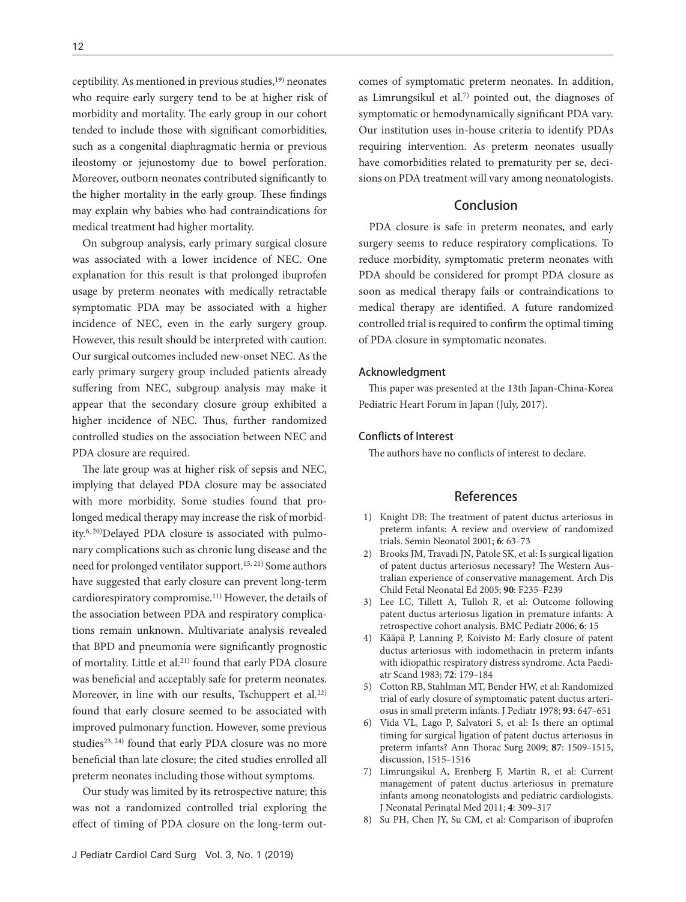ceptibility. As mentioned in previous studies,[19] neonates who require early surgery tend to be at higher risk of morbidity and mortality. The early group in our cohort tended to include those with significant comorbidities, such as a congenital diaphragmatic hernia or previous ileostomy or jejunostomy due to bowel perforation. Moreover, outborn neonates contributed significantly to the higher mortality in the early group. These findings may explain why babies who had contraindications for medical treatment had higher mortality.

On subgroup analysis, early primary surgical closure was associated with a lower incidence of NEC. One explanation for this result is that prolonged ibuprofen usage by preterm neonates with medically retractable symptomatic PDA may be associated with a higher incidence of NEC, even in the early surgery group. However, this result should be interpreted with caution. Our surgical outcomes included new-onset NEC. As the early primary surgery group included patients already suffering from NEC, subgroup analysis may make it appear that the secondary closure group exhibited a higher incidence of NEC. Thus, further randomized controlled studies on the association between NEC and PDA closure are required.

The late group was at higher risk of sepsis and NEC, implying that delayed PDA closure may be associated with more morbidity. Some studies found that prolonged medical therapy may increase the risk of morbidity.[6, 20]Delayed PDA closure is associated with pulmonary complications such as chronic lung disease and the need for prolonged ventilator support.[15, 21] Some authors have suggested that early closure can prevent long-term cardiorespiratory compromise.[11] However, the details of the association between PDA and respiratory complications remain unknown. Multivariate analysis revealed that BPD and pneumonia were significantly prognostic of mortality. Little et al.[21] found that early PDA closure was beneficial and acceptably safe for preterm neonates. Moreover, in line with our results, Tschuppert et al.[22] found that early closure seemed to be associated with improved pulmonary function. However, some previous studies[23, 24] found that early PDA closure was no more beneficial than late closure; the cited studies enrolled all preterm neonates including those without symptoms.

Our study was limited by its retrospective nature; this was not a randomized controlled trial exploring the effect of timing of PDA closure on the long-term outcomes of symptomatic preterm neonates. In addition, as Limrungsikul et al.[7] pointed out, the diagnoses of symptomatic or hemodynamically significant PDA vary. Our institution uses in-house criteria to identify PDAs requiring intervention. As preterm neonates usually have comorbidities related to prematurity per se, decisions on PDA treatment will vary among neonatologists.

## Conclusion

PDA closure is safe in preterm neonates, and early surgery seems to reduce respiratory complications. To reduce morbidity, symptomatic preterm neonates with PDA should be considered for prompt PDA closure as soon as medical therapy fails or contraindications to medical therapy are identified. A future randomized controlled trial is required to confirm the optimal timing of PDA closure in symptomatic neonates.

### Acknowledgment

This paper was presented at the 13th Japan-China-Korea Pediatric Heart Forum in Japan (July, 2017).

### Conflicts of Interest

The authors have no conflicts of interest to declare.

## References

1) Knight DB: The treatment of patent ductus arteriosus in preterm infants: A review and overview of randomized trials. Semin Neonatol 2001; **6**: 63–73
2) Brooks JM, Travadi JN, Patole SK, et al: Is surgical ligation of patent ductus arteriosus necessary? The Western Australian experience of conservative management. Arch Dis Child Fetal Neonatal Ed 2005; **90**: F235–F239
3) Lee LC, Tillett A, Tulloh R, et al: Outcome following patent ductus arteriosus ligation in premature infants: A retrospective cohort analysis. BMC Pediatr 2006; **6**: 15
4) Kääpä P, Lanning P, Koivisto M: Early closure of patent ductus arteriosus with indomethacin in preterm infants with idiopathic respiratory distress syndrome. Acta Paediatr Scand 1983; **72**: 179–184
5) Cotton RB, Stahlman MT, Bender HW, et al: Randomized trial of early closure of symptomatic patent ductus arteriosus in small preterm infants. J Pediatr 1978; **93**: 647–651
6) Vida VL, Lago P, Salvatori S, et al: Is there an optimal timing for surgical ligation of patent ductus arteriosus in preterm infants? Ann Thorac Surg 2009; **87**: 1509–1515, discussion, 1515–1516
7) Limrungsikul A, Erenberg F, Martin R, et al: Current management of patent ductus arteriosus in premature infants among neonatologists and pediatric cardiologists. J Neonatal Perinatal Med 2011; **4**: 309–317
8) Su PH, Chen JY, Su CM, et al: Comparison of ibuprofen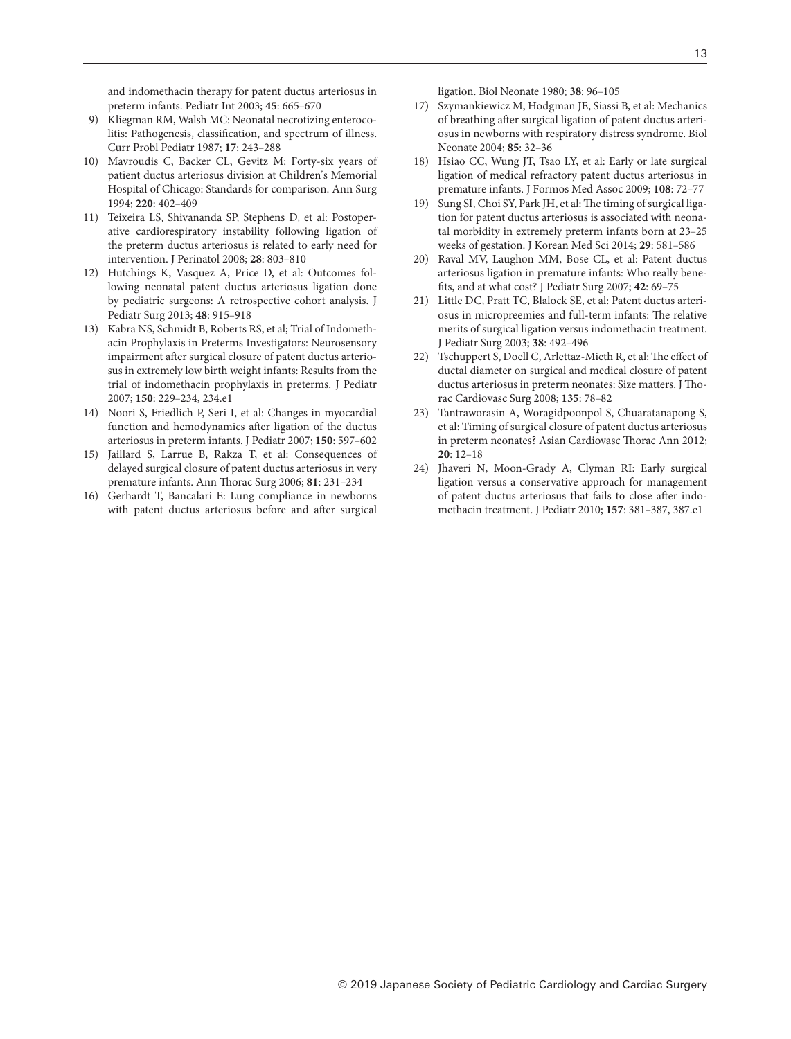and indomethacin therapy for patent ductus arteriosus in preterm infants. Pediatr Int 2003; **45**: 665–670

9) Kliegman RM, Walsh MC: Neonatal necrotizing enterocolitis: Pathogenesis, classification, and spectrum of illness. Curr Probl Pediatr 1987; **17**: 243–288
10) Mavroudis C, Backer CL, Gevitz M: Forty-six years of patient ductus arteriosus division at Children's Memorial Hospital of Chicago: Standards for comparison. Ann Surg 1994; **220**: 402–409
11) Teixeira LS, Shivananda SP, Stephens D, et al: Postoperative cardiorespiratory instability following ligation of the preterm ductus arteriosus is related to early need for intervention. J Perinatol 2008; **28**: 803–810
12) Hutchings K, Vasquez A, Price D, et al: Outcomes following neonatal patent ductus arteriosus ligation done by pediatric surgeons: A retrospective cohort analysis. J Pediatr Surg 2013; **48**: 915–918
13) Kabra NS, Schmidt B, Roberts RS, et al; Trial of Indomethacin Prophylaxis in Preterms Investigators: Neurosensory impairment after surgical closure of patent ductus arteriosus in extremely low birth weight infants: Results from the trial of indomethacin prophylaxis in preterms. J Pediatr 2007; **150**: 229–234, 234.e1
14) Noori S, Friedlich P, Seri I, et al: Changes in myocardial function and hemodynamics after ligation of the ductus arteriosus in preterm infants. J Pediatr 2007; **150**: 597–602
15) Jaillard S, Larrue B, Rakza T, et al: Consequences of delayed surgical closure of patent ductus arteriosus in very premature infants. Ann Thorac Surg 2006; **81**: 231–234
16) Gerhardt T, Bancalari E: Lung compliance in newborns with patent ductus arteriosus before and after surgical ligation. Biol Neonate 1980; **38**: 96–105
17) Szymankiewicz M, Hodgman JE, Siassi B, et al: Mechanics of breathing after surgical ligation of patent ductus arteriosus in newborns with respiratory distress syndrome. Biol Neonate 2004; **85**: 32–36
18) Hsiao CC, Wung JT, Tsao LY, et al: Early or late surgical ligation of medical refractory patent ductus arteriosus in premature infants. J Formos Med Assoc 2009; **108**: 72–77
19) Sung SI, Choi SY, Park JH, et al: The timing of surgical ligation for patent ductus arteriosus is associated with neonatal morbidity in extremely preterm infants born at 23–25 weeks of gestation. J Korean Med Sci 2014; **29**: 581–586
20) Raval MV, Laughon MM, Bose CL, et al: Patent ductus arteriosus ligation in premature infants: Who really benefits, and at what cost? J Pediatr Surg 2007; **42**: 69–75
21) Little DC, Pratt TC, Blalock SE, et al: Patent ductus arteriosus in micropreemies and full-term infants: The relative merits of surgical ligation versus indomethacin treatment. J Pediatr Surg 2003; **38**: 492–496
22) Tschuppert S, Doell C, Arlettaz-Mieth R, et al: The effect of ductal diameter on surgical and medical closure of patent ductus arteriosus in preterm neonates: Size matters. J Thorac Cardiovasc Surg 2008; **135**: 78–82
23) Tantraworasin A, Woragidpoonpol S, Chuaratanapong S, et al: Timing of surgical closure of patent ductus arteriosus in preterm neonates? Asian Cardiovasc Thorac Ann 2012; **20**: 12–18
24) Jhaveri N, Moon-Grady A, Clyman RI: Early surgical ligation versus a conservative approach for management of patent ductus arteriosus that fails to close after indomethacin treatment. J Pediatr 2010; **157**: 381–387, 387.e1

© 2019 Japanese Society of Pediatric Cardiology and Cardiac Surgery